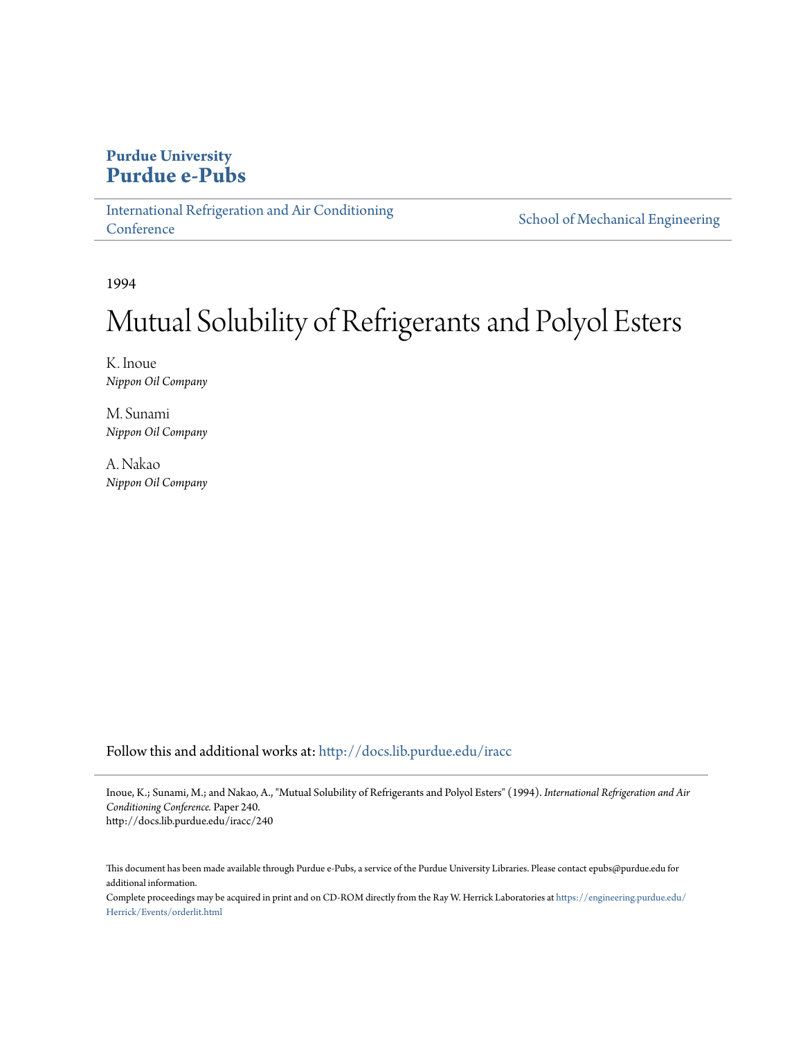Purdue University
# Purdue e-Pubs

International Refrigeration and Air Conditioning Conference | School of Mechanical Engineering

1994

# Mutual Solubility of Refrigerants and Polyol Esters

K. Inoue
*Nippon Oil Company*

M. Sunami
*Nippon Oil Company*

A. Nakao
*Nippon Oil Company*

Follow this and additional works at: http://docs.lib.purdue.edu/iracc

Inoue, K.; Sunami, M.; and Nakao, A., "Mutual Solubility of Refrigerants and Polyol Esters" (1994). *International Refrigeration and Air Conditioning Conference.* Paper 240.
http://docs.lib.purdue.edu/iracc/240

This document has been made available through Purdue e-Pubs, a service of the Purdue University Libraries. Please contact epubs@purdue.edu for additional information.

Complete proceedings may be acquired in print and on CD-ROM directly from the Ray W. Herrick Laboratories at https://engineering.purdue.edu/Herrick/Events/orderlit.html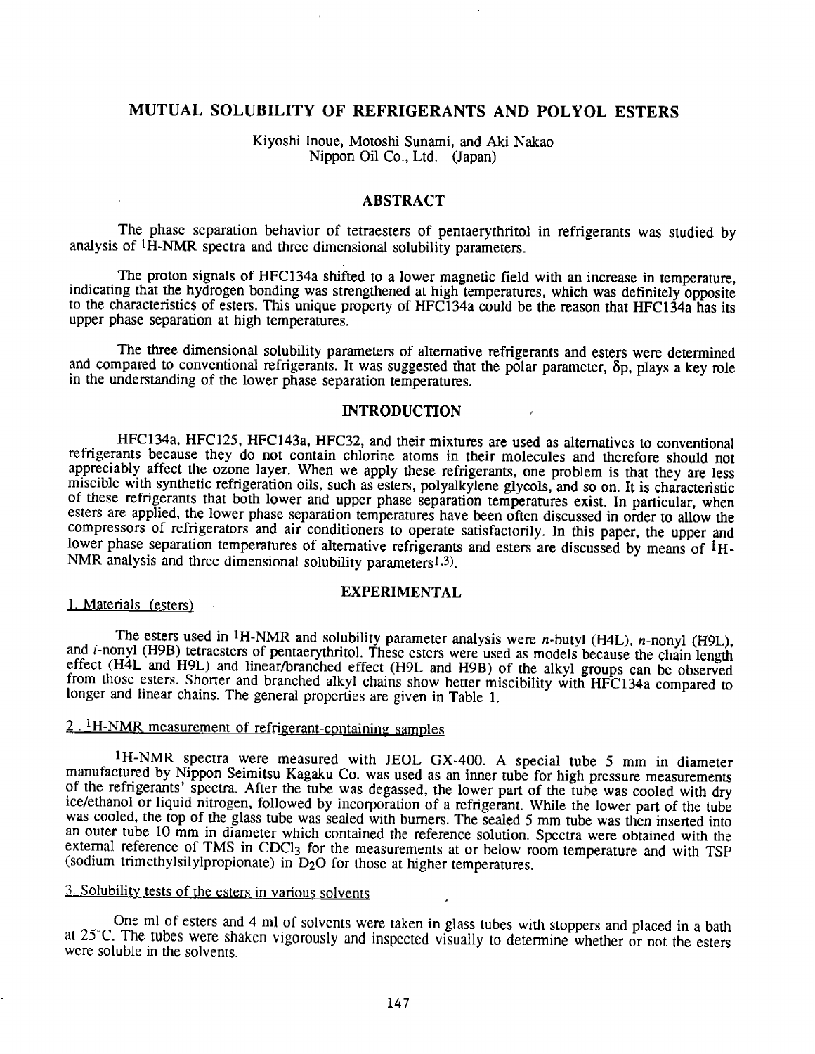# MUTUAL SOLUBILITY OF REFRIGERANTS AND POLYOL ESTERS

Kiyoshi Inoue, Motoshi Sunami, and Aki Nakao
Nippon Oil Co., Ltd. (Japan)

## ABSTRACT

The phase separation behavior of tetraesters of pentaerythritol in refrigerants was studied by analysis of $^1$H-NMR spectra and three dimensional solubility parameters.

The proton signals of HFC134a shifted to a lower magnetic field with an increase in temperature, indicating that the hydrogen bonding was strengthened at high temperatures, which was definitely opposite to the characteristics of esters. This unique property of HFC134a could be the reason that HFC134a has its upper phase separation at high temperatures.

The three dimensional solubility parameters of alternative refrigerants and esters were determined and compared to conventional refrigerants. It was suggested that the polar parameter, $\delta p$, plays a key role in the understanding of the lower phase separation temperatures.

## INTRODUCTION

HFC134a, HFC125, HFC143a, HFC32, and their mixtures are used as alternatives to conventional refrigerants because they do not contain chlorine atoms in their molecules and therefore should not appreciably affect the ozone layer. When we apply these refrigerants, one problem is that they are less miscible with synthetic refrigeration oils, such as esters, polyalkylene glycols, and so on. It is characteristic of these refrigerants that both lower and upper phase separation temperatures exist. In particular, when esters are applied, the lower phase separation temperatures have been often discussed in order to allow the compressors of refrigerators and air conditioners to operate satisfactorily. In this paper, the upper and lower phase separation temperatures of alternative refrigerants and esters are discussed by means of $^1$H-NMR analysis and three dimensional solubility parameters[1,3].

## EXPERIMENTAL

### 1. Materials (esters)

The esters used in $^1$H-NMR and solubility parameter analysis were *n*-butyl (H4L), *n*-nonyl (H9L), and *i*-nonyl (H9B) tetraesters of pentaerythritol. These esters were used as models because the chain length effect (H4L and H9L) and linear/branched effect (H9L and H9B) of the alkyl groups can be observed from those esters. Shorter and branched alkyl chains show better miscibility with HFC134a compared to longer and linear chains. The general properties are given in Table 1.

### 2. $^1$H-NMR measurement of refrigerant-containing samples

$^1$H-NMR spectra were measured with JEOL GX-400. A special tube 5 mm in diameter manufactured by Nippon Seimitsu Kagaku Co. was used as an inner tube for high pressure measurements of the refrigerants' spectra. After the tube was degassed, the lower part of the tube was cooled with dry ice/ethanol or liquid nitrogen, followed by incorporation of a refrigerant. While the lower part of the tube was cooled, the top of the glass tube was sealed with burners. The sealed 5 mm tube was then inserted into an outer tube 10 mm in diameter which contained the reference solution. Spectra were obtained with the external reference of TMS in $CDCl_3$ for the measurements at or below room temperature and with TSP (sodium trimethylsilylpropionate) in $D_2O$ for those at higher temperatures.

### 3. Solubility tests of the esters in various solvents

One ml of esters and 4 ml of solvents were taken in glass tubes with stoppers and placed in a bath at 25°C. The tubes were shaken vigorously and inspected visually to determine whether or not the esters were soluble in the solvents.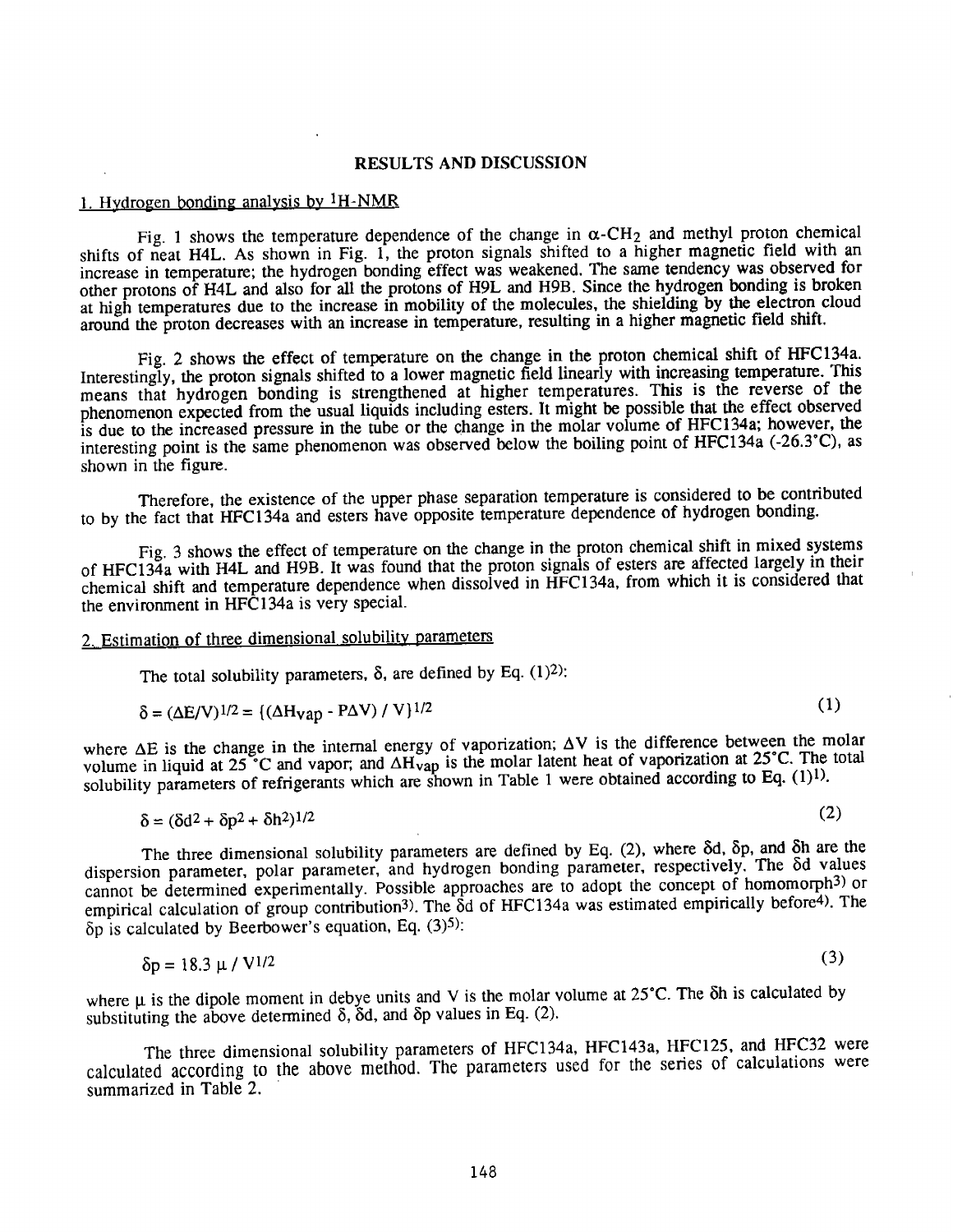## RESULTS AND DISCUSSION

### 1. Hydrogen bonding analysis by $^1$H-NMR

Fig. 1 shows the temperature dependence of the change in $\alpha$-$CH_2$ and methyl proton chemical shifts of neat H4L. As shown in Fig. 1, the proton signals shifted to a higher magnetic field with an increase in temperature; the hydrogen bonding effect was weakened. The same tendency was observed for other protons of H4L and also for all the protons of H9L and H9B. Since the hydrogen bonding is broken at high temperatures due to the increase in mobility of the molecules, the shielding by the electron cloud around the proton decreases with an increase in temperature, resulting in a higher magnetic field shift.

Fig. 2 shows the effect of temperature on the change in the proton chemical shift of HFC134a. Interestingly, the proton signals shifted to a lower magnetic field linearly with increasing temperature. This means that hydrogen bonding is strengthened at higher temperatures. This is the reverse of the phenomenon expected from the usual liquids including esters. It might be possible that the effect observed is due to the increased pressure in the tube or the change in the molar volume of HFC134a; however, the interesting point is the same phenomenon was observed below the boiling point of HFC134a (-26.3°C), as shown in the figure.

Therefore, the existence of the upper phase separation temperature is considered to be contributed to by the fact that HFC134a and esters have opposite temperature dependence of hydrogen bonding.

Fig. 3 shows the effect of temperature on the change in the proton chemical shift in mixed systems of HFC134a with H4L and H9B. It was found that the proton signals of esters are affected largely in their chemical shift and temperature dependence when dissolved in HFC134a, from which it is considered that the environment in HFC134a is very special.

### 2. Estimation of three dimensional solubility parameters

The total solubility parameters, $\delta$, are defined by Eq. (1)[2]:

$$\delta = (\Delta E/V)^{1/2} = \{(\Delta H_{vap} - P\Delta V) / V\}^{1/2} \tag{1}$$

where $\Delta E$ is the change in the internal energy of vaporization; $\Delta V$ is the difference between the molar volume in liquid at 25 °C and vapor; and $\Delta H_{vap}$ is the molar latent heat of vaporization at 25°C. The total solubility parameters of refrigerants which are shown in Table 1 were obtained according to Eq. (1)[1].

$$\delta = (\delta d^2 + \delta p^2 + \delta h^2)^{1/2} \tag{2}$$

The three dimensional solubility parameters are defined by Eq. (2), where $\delta d$, $\delta p$, and $\delta h$ are the dispersion parameter, polar parameter, and hydrogen bonding parameter, respectively. The $\delta d$ values cannot be determined experimentally. Possible approaches are to adopt the concept of homomorph[3] or empirical calculation of group contribution[3]. The $\delta d$ of HFC134a was estimated empirically before[4]. The $\delta p$ is calculated by Beerbower's equation, Eq. (3)[5]:

$$\delta p = 18.3\, \mu / V^{1/2} \tag{3}$$

where $\mu$ is the dipole moment in debye units and V is the molar volume at 25°C. The $\delta h$ is calculated by substituting the above determined $\delta$, $\delta d$, and $\delta p$ values in Eq. (2).

The three dimensional solubility parameters of HFC134a, HFC143a, HFC125, and HFC32 were calculated according to the above method. The parameters used for the series of calculations were summarized in Table 2.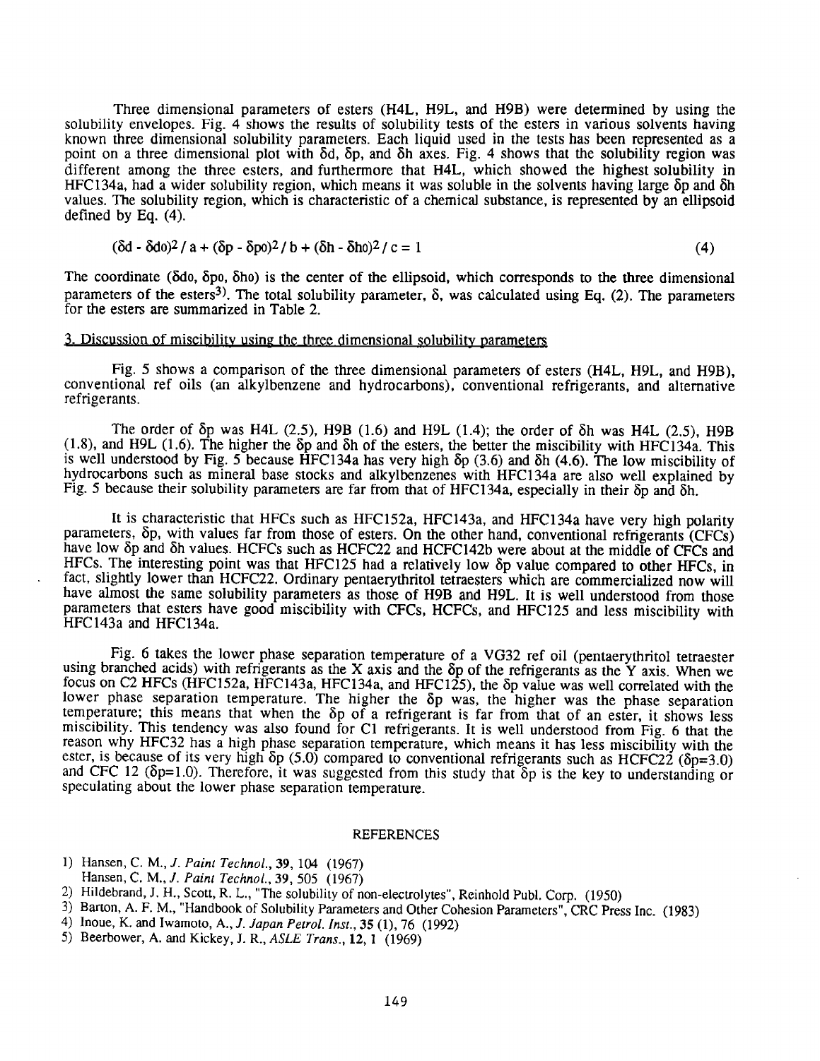Three dimensional parameters of esters (H4L, H9L, and H9B) were determined by using the solubility envelopes. Fig. 4 shows the results of solubility tests of the esters in various solvents having known three dimensional solubility parameters. Each liquid used in the tests has been represented as a point on a three dimensional plot with $\delta d$, $\delta p$, and $\delta h$ axes. Fig. 4 shows that the solubility region was different among the three esters, and furthermore that H4L, which showed the highest solubility in HFC134a, had a wider solubility region, which means it was soluble in the solvents having large $\delta p$ and $\delta h$ values. The solubility region, which is characteristic of a chemical substance, is represented by an ellipsoid defined by Eq. (4).

$$(\delta d - \delta d_0)^2 / a + (\delta p - \delta p_0)^2 / b + (\delta h - \delta h_0)^2 / c = 1 \qquad (4)$$

The coordinate ($\delta d_0$, $\delta p_0$, $\delta h_0$) is the center of the ellipsoid, which corresponds to the three dimensional parameters of the esters[3]. The total solubility parameter, $\delta$, was calculated using Eq. (2). The parameters for the esters are summarized in Table 2.

## 3. Discussion of miscibility using the three dimensional solubility parameters

Fig. 5 shows a comparison of the three dimensional parameters of esters (H4L, H9L, and H9B), conventional ref oils (an alkylbenzene and hydrocarbons), conventional refrigerants, and alternative refrigerants.

The order of $\delta p$ was H4L (2.5), H9B (1.6) and H9L (1.4); the order of $\delta h$ was H4L (2.5), H9B (1.8), and H9L (1.6). The higher the $\delta p$ and $\delta h$ of the esters, the better the miscibility with HFC134a. This is well understood by Fig. 5 because HFC134a has very high $\delta p$ (3.6) and $\delta h$ (4.6). The low miscibility of hydrocarbons such as mineral base stocks and alkylbenzenes with HFC134a are also well explained by Fig. 5 because their solubility parameters are far from that of HFC134a, especially in their $\delta p$ and $\delta h$.

It is characteristic that HFCs such as HFC152a, HFC143a, and HFC134a have very high polarity parameters, $\delta p$, with values far from those of esters. On the other hand, conventional refrigerants (CFCs) have low $\delta p$ and $\delta h$ values. HCFCs such as HCFC22 and HCFC142b were about at the middle of CFCs and HFCs. The interesting point was that HFC125 had a relatively low $\delta p$ value compared to other HFCs, in fact, slightly lower than HCFC22. Ordinary pentaerythritol tetraesters which are commercialized now will have almost the same solubility parameters as those of H9B and H9L. It is well understood from those parameters that esters have good miscibility with CFCs, HCFCs, and HFC125 and less miscibility with HFC143a and HFC134a.

Fig. 6 takes the lower phase separation temperature of a VG32 ref oil (pentaerythritol tetraester using branched acids) with refrigerants as the X axis and the $\delta p$ of the refrigerants as the Y axis. When we focus on C2 HFCs (HFC152a, HFC143a, HFC134a, and HFC125), the $\delta p$ value was well correlated with the lower phase separation temperature. The higher the $\delta p$ was, the higher was the phase separation temperature; this means that when the $\delta p$ of a refrigerant is far from that of an ester, it shows less miscibility. This tendency was also found for C1 refrigerants. It is well understood from Fig. 6 that the reason why HFC32 has a high phase separation temperature, which means it has less miscibility with the ester, is because of its very high $\delta p$ (5.0) compared to conventional refrigerants such as HCFC22 ($\delta p$=3.0) and CFC 12 ($\delta p$=1.0). Therefore, it was suggested from this study that $\delta p$ is the key to understanding or speculating about the lower phase separation temperature.

## REFERENCES

1) Hansen, C. M., *J. Paint Technol.*, **39**, 104 (1967)
   Hansen, C. M., *J. Paint Technol.*, **39**, 505 (1967)
2) Hildebrand, J. H., Scott, R. L., "The solubility of non-electrolytes", Reinhold Publ. Corp. (1950)
3) Barton, A. F. M., "Handbook of Solubility Parameters and Other Cohesion Parameters", CRC Press Inc. (1983)
4) Inoue, K. and Iwamoto, A., *J. Japan Petrol. Inst.*, **35** (1), 76 (1992)
5) Beerbower, A. and Kickey, J. R., *ASLE Trans.*, **12**, 1 (1969)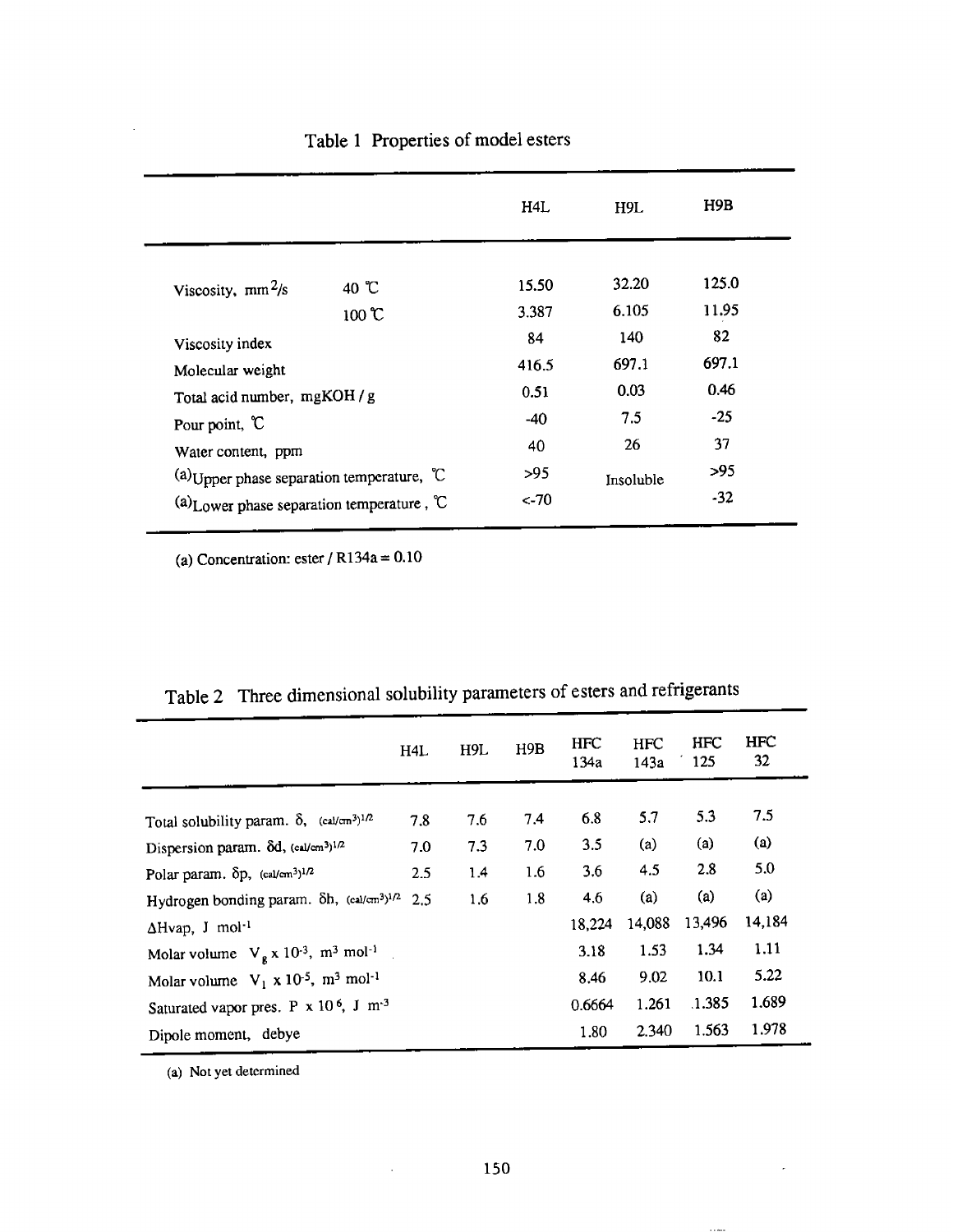Table 1 Properties of model esters

| | | H4L | H9L | H9B |
|---|---|---|---|---|
| Viscosity, $mm^2/s$ | 40 ℃ | 15.50 | 32.20 | 125.0 |
| | 100 ℃ | 3.387 | 6.105 | 11.95 |
| Viscosity index | | 84 | 140 | 82 |
| Molecular weight | | 416.5 | 697.1 | 697.1 |
| Total acid number, mgKOH / g | | 0.51 | 0.03 | 0.46 |
| Pour point, ℃ | | -40 | 7.5 | -25 |
| Water content, ppm | | 40 | 26 | 37 |
| (a)Upper phase separation temperature, ℃ | | >95 | Insoluble | >95 |
| (a)Lower phase separation temperature, ℃ | | <-70 | | -32 |

(a) Concentration: ester / R134a = 0.10

Table 2 Three dimensional solubility parameters of esters and refrigerants

| | H4L | H9L | H9B | HFC 134a | HFC 143a | HFC 125 | HFC 32 |
|---|---|---|---|---|---|---|---|
| Total solubility param. δ, $(cal/cm^3)^{1/2}$ | 7.8 | 7.6 | 7.4 | 6.8 | 5.7 | 5.3 | 7.5 |
| Dispersion param. δd, $(cal/cm^3)^{1/2}$ | 7.0 | 7.3 | 7.0 | 3.5 | (a) | (a) | (a) |
| Polar param. δp, $(cal/cm^3)^{1/2}$ | 2.5 | 1.4 | 1.6 | 3.6 | 4.5 | 2.8 | 5.0 |
| Hydrogen bonding param. δh, $(cal/cm^3)^{1/2}$ | 2.5 | 1.6 | 1.8 | 4.6 | (a) | (a) | (a) |
| ΔHvap, $J\ mol^{-1}$ | | | | 18,224 | 14,088 | 13,496 | 14,184 |
| Molar volume $V_g \times 10^{-3}$, $m^3\ mol^{-1}$ | | | | 3.18 | 1.53 | 1.34 | 1.11 |
| Molar volume $V_l \times 10^{-5}$, $m^3\ mol^{-1}$ | | | | 8.46 | 9.02 | 10.1 | 5.22 |
| Saturated vapor pres. $P \times 10^6$, $J\ m^{-3}$ | | | | 0.6664 | 1.261 | 1.385 | 1.689 |
| Dipole moment, debye | | | | 1.80 | 2.340 | 1.563 | 1.978 |

(a) Not yet determined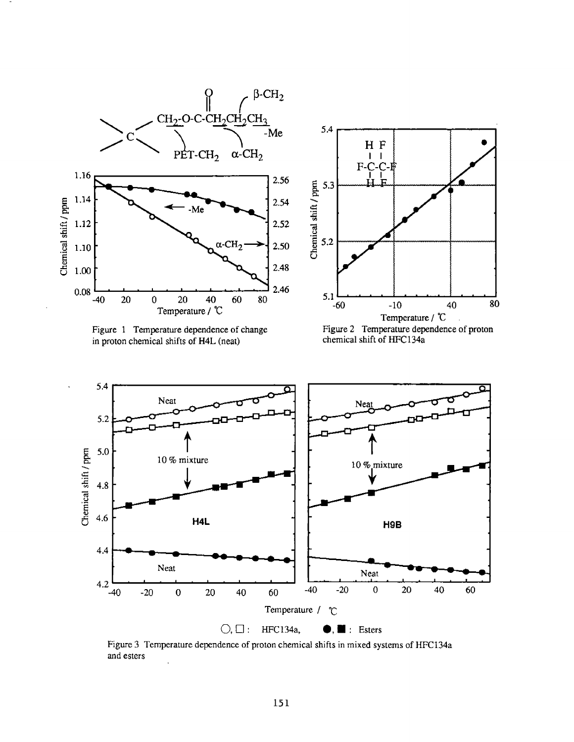Figure 1 Temperature dependence of change in proton chemical shifts of H4L (neat)

Figure 2 Temperature dependence of proton chemical shift of HFC134a

○, □ : HFC134a, ●, ■ : Esters

Figure 3 Temperature dependence of proton chemical shifts in mixed systems of HFC134a and esters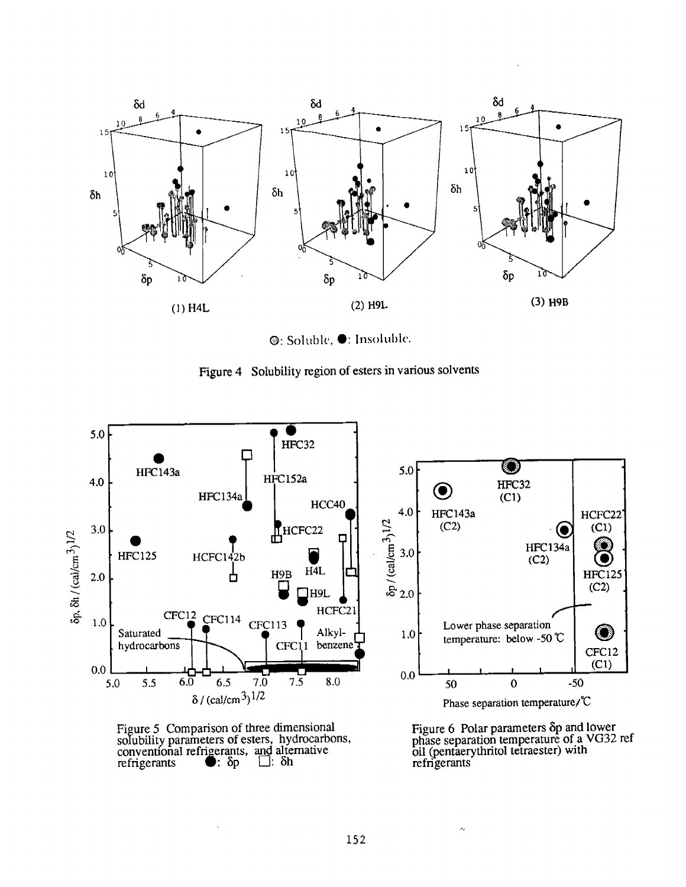δd

10 8 6 4

15

10

δh

5

0 0

5

δp 10

(1) H4L

δd

10 8 6 4

15

10

δh

5

0 0

5

δp 10

(2) H9L

δd

10 8 6 4

15

10

δh

5

0 0

5

δp 10

(3) H9B

◎: Soluble, ●: Insoluble.

Figure 4 Solubility region of esters in various solvents

5.0

4.0

3.0

2.0

1.0

0.0

δp, δh / (cal/cm$^3$)$^{1/2}$

5.0 5.5 6.0 6.5 7.0 7.5 8.0

δ / (cal/cm$^3$)$^{1/2}$

HFC32

HFC143a

HFC152a

HFC134a

HCC40

HCFC22

HFC125

HCFC142b

H9B

H4L

H9L

HCFC21

CFC12

CFC114

CFC113

Saturated hydrocarbons

CFC11

Alkyl-benzene

Figure 5 Comparison of three dimensional solubility parameters of esters, hydrocarbons, conventional refrigerants, and alternative refrigerants ●: δp □: δh

5.0

4.0

3.0

2.0

1.0

0.0

δp / (cal/cm$^3$)$^{1/2}$

50 0 -50

Phase separation temperature/℃

HFC32 (C1)

HFC143a (C2)

HCFC22 (C1)

HFC134a (C2)

HFC125 (C2)

Lower phase separation temperature: below -50 ℃

CFC12 (C1)

Figure 6 Polar parameters δp and lower phase separation temperature of a VG32 ref oil (pentaerythritol tetraester) with refrigerants